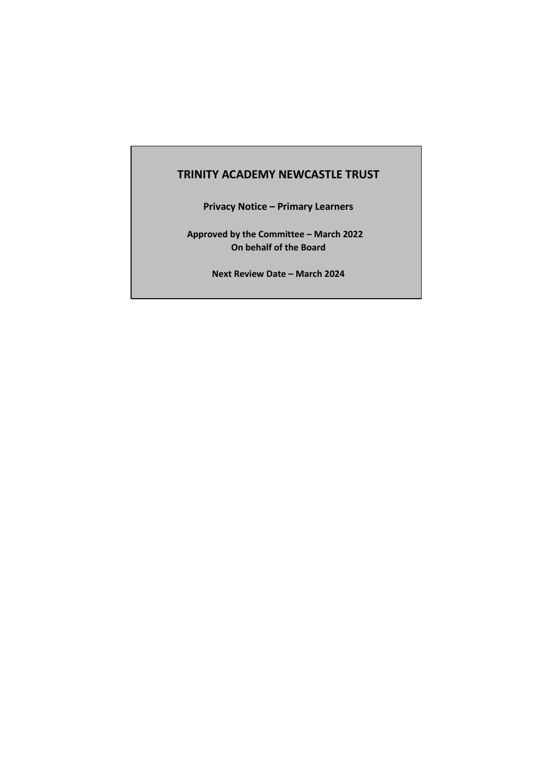# TRINITY ACADEMY NEWCASTLE TRUST

**Privacy Notice – Primary Learners**

**Approved by the Committee – March 2022**
**On behalf of the Board**

**Next Review Date – March 2024**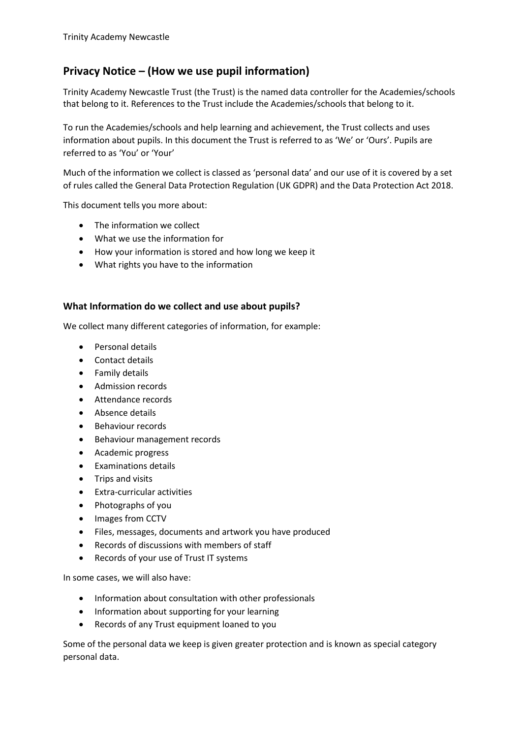## Privacy Notice – (How we use pupil information)

Trinity Academy Newcastle Trust (the Trust) is the named data controller for the Academies/schools that belong to it. References to the Trust include the Academies/schools that belong to it.

To run the Academies/schools and help learning and achievement, the Trust collects and uses information about pupils. In this document the Trust is referred to as 'We' or 'Ours'. Pupils are referred to as 'You' or 'Your'

Much of the information we collect is classed as 'personal data' and our use of it is covered by a set of rules called the General Data Protection Regulation (UK GDPR) and the Data Protection Act 2018.

This document tells you more about:

- The information we collect
- What we use the information for
- How your information is stored and how long we keep it
- What rights you have to the information

### What Information do we collect and use about pupils?

We collect many different categories of information, for example:

- Personal details
- Contact details
- Family details
- Admission records
- Attendance records
- Absence details
- Behaviour records
- Behaviour management records
- Academic progress
- Examinations details
- Trips and visits
- Extra-curricular activities
- Photographs of you
- Images from CCTV
- Files, messages, documents and artwork you have produced
- Records of discussions with members of staff
- Records of your use of Trust IT systems

In some cases, we will also have:

- Information about consultation with other professionals
- Information about supporting for your learning
- Records of any Trust equipment loaned to you

Some of the personal data we keep is given greater protection and is known as special category personal data.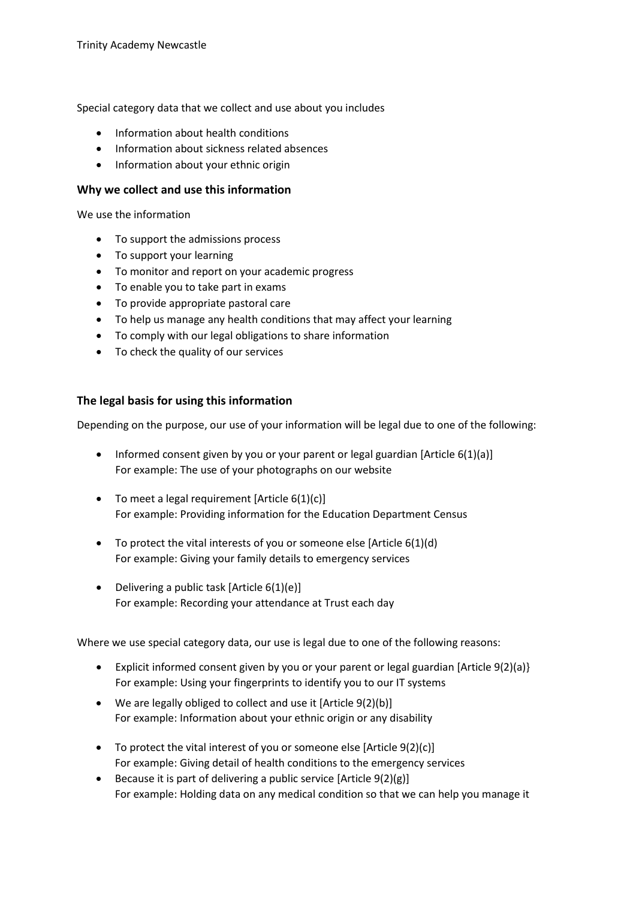Special category data that we collect and use about you includes

- Information about health conditions
- Information about sickness related absences
- Information about your ethnic origin

### Why we collect and use this information

We use the information

- To support the admissions process
- To support your learning
- To monitor and report on your academic progress
- To enable you to take part in exams
- To provide appropriate pastoral care
- To help us manage any health conditions that may affect your learning
- To comply with our legal obligations to share information
- To check the quality of our services

### The legal basis for using this information

Depending on the purpose, our use of your information will be legal due to one of the following:

- Informed consent given by you or your parent or legal guardian [Article 6(1)(a)]
  For example: The use of your photographs on our website
- To meet a legal requirement [Article 6(1)(c)]
  For example: Providing information for the Education Department Census
- To protect the vital interests of you or someone else [Article 6(1)(d)
  For example: Giving your family details to emergency services
- Delivering a public task [Article 6(1)(e)]
  For example: Recording your attendance at Trust each day

Where we use special category data, our use is legal due to one of the following reasons:

- Explicit informed consent given by you or your parent or legal guardian [Article 9(2)(a)}
  For example: Using your fingerprints to identify you to our IT systems
- We are legally obliged to collect and use it [Article 9(2)(b)]
  For example: Information about your ethnic origin or any disability
- To protect the vital interest of you or someone else [Article 9(2)(c)]
  For example: Giving detail of health conditions to the emergency services
- Because it is part of delivering a public service [Article 9(2)(g)]
  For example: Holding data on any medical condition so that we can help you manage it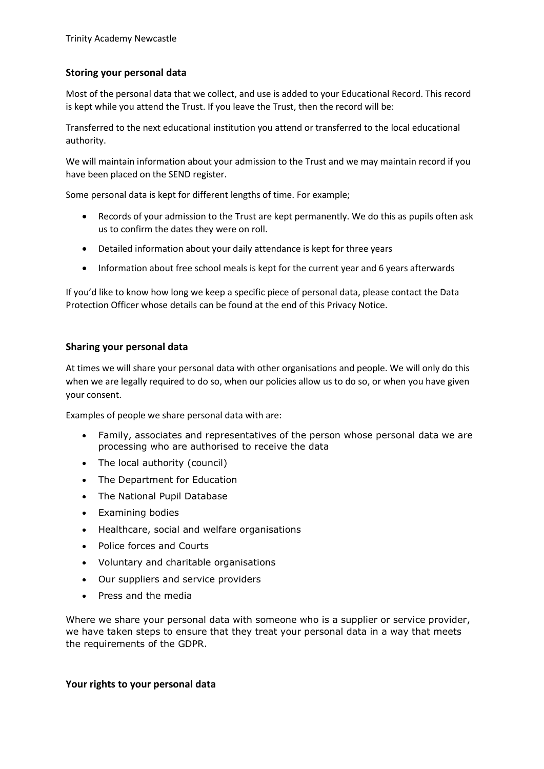## Storing your personal data

Most of the personal data that we collect, and use is added to your Educational Record. This record is kept while you attend the Trust. If you leave the Trust, then the record will be:

Transferred to the next educational institution you attend or transferred to the local educational authority.

We will maintain information about your admission to the Trust and we may maintain record if you have been placed on the SEND register.

Some personal data is kept for different lengths of time. For example;

- Records of your admission to the Trust are kept permanently. We do this as pupils often ask us to confirm the dates they were on roll.
- Detailed information about your daily attendance is kept for three years
- Information about free school meals is kept for the current year and 6 years afterwards

If you'd like to know how long we keep a specific piece of personal data, please contact the Data Protection Officer whose details can be found at the end of this Privacy Notice.

## Sharing your personal data

At times we will share your personal data with other organisations and people. We will only do this when we are legally required to do so, when our policies allow us to do so, or when you have given your consent.

Examples of people we share personal data with are:

- Family, associates and representatives of the person whose personal data we are processing who are authorised to receive the data
- The local authority (council)
- The Department for Education
- The National Pupil Database
- Examining bodies
- Healthcare, social and welfare organisations
- Police forces and Courts
- Voluntary and charitable organisations
- Our suppliers and service providers
- Press and the media

Where we share your personal data with someone who is a supplier or service provider, we have taken steps to ensure that they treat your personal data in a way that meets the requirements of the GDPR.

## Your rights to your personal data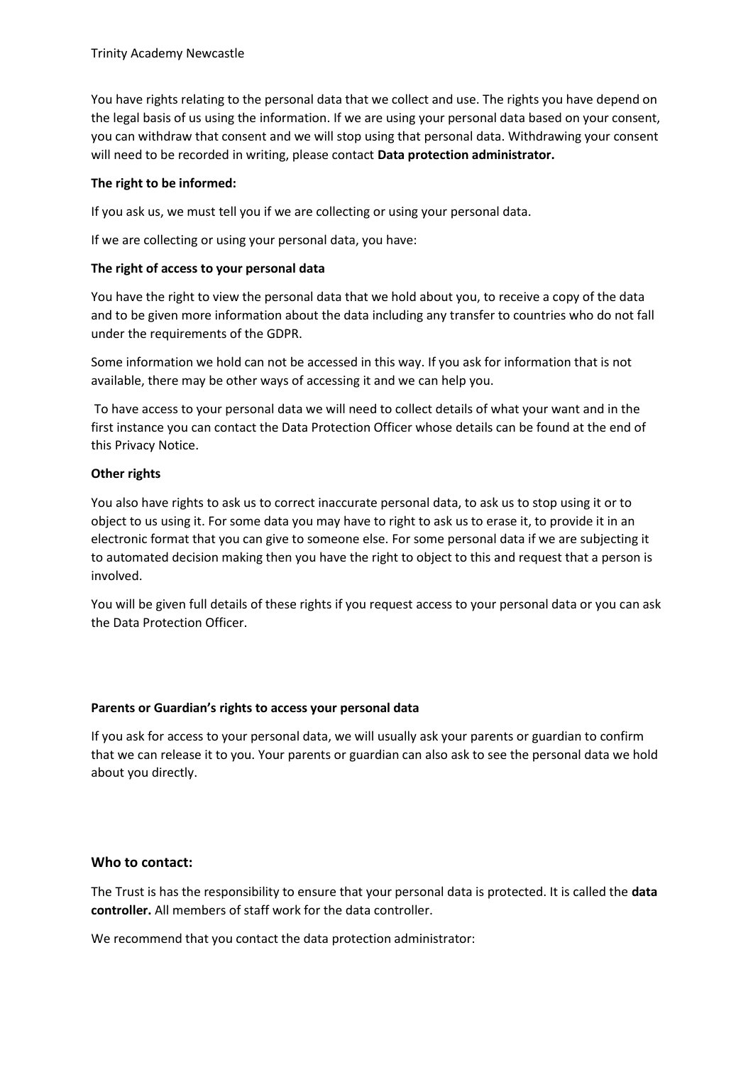You have rights relating to the personal data that we collect and use. The rights you have depend on the legal basis of us using the information. If we are using your personal data based on your consent, you can withdraw that consent and we will stop using that personal data. Withdrawing your consent will need to be recorded in writing, please contact **Data protection administrator.**

**The right to be informed:**

If you ask us, we must tell you if we are collecting or using your personal data.

If we are collecting or using your personal data, you have:

**The right of access to your personal data**

You have the right to view the personal data that we hold about you, to receive a copy of the data and to be given more information about the data including any transfer to countries who do not fall under the requirements of the GDPR.

Some information we hold can not be accessed in this way. If you ask for information that is not available, there may be other ways of accessing it and we can help you.

To have access to your personal data we will need to collect details of what your want and in the first instance you can contact the Data Protection Officer whose details can be found at the end of this Privacy Notice.

**Other rights**

You also have rights to ask us to correct inaccurate personal data, to ask us to stop using it or to object to us using it. For some data you may have to right to ask us to erase it, to provide it in an electronic format that you can give to someone else. For some personal data if we are subjecting it to automated decision making then you have the right to object to this and request that a person is involved.

You will be given full details of these rights if you request access to your personal data or you can ask the Data Protection Officer.

**Parents or Guardian's rights to access your personal data**

If you ask for access to your personal data, we will usually ask your parents or guardian to confirm that we can release it to you. Your parents or guardian can also ask to see the personal data we hold about you directly.

## Who to contact:

The Trust is has the responsibility to ensure that your personal data is protected. It is called the **data controller.** All members of staff work for the data controller.

We recommend that you contact the data protection administrator: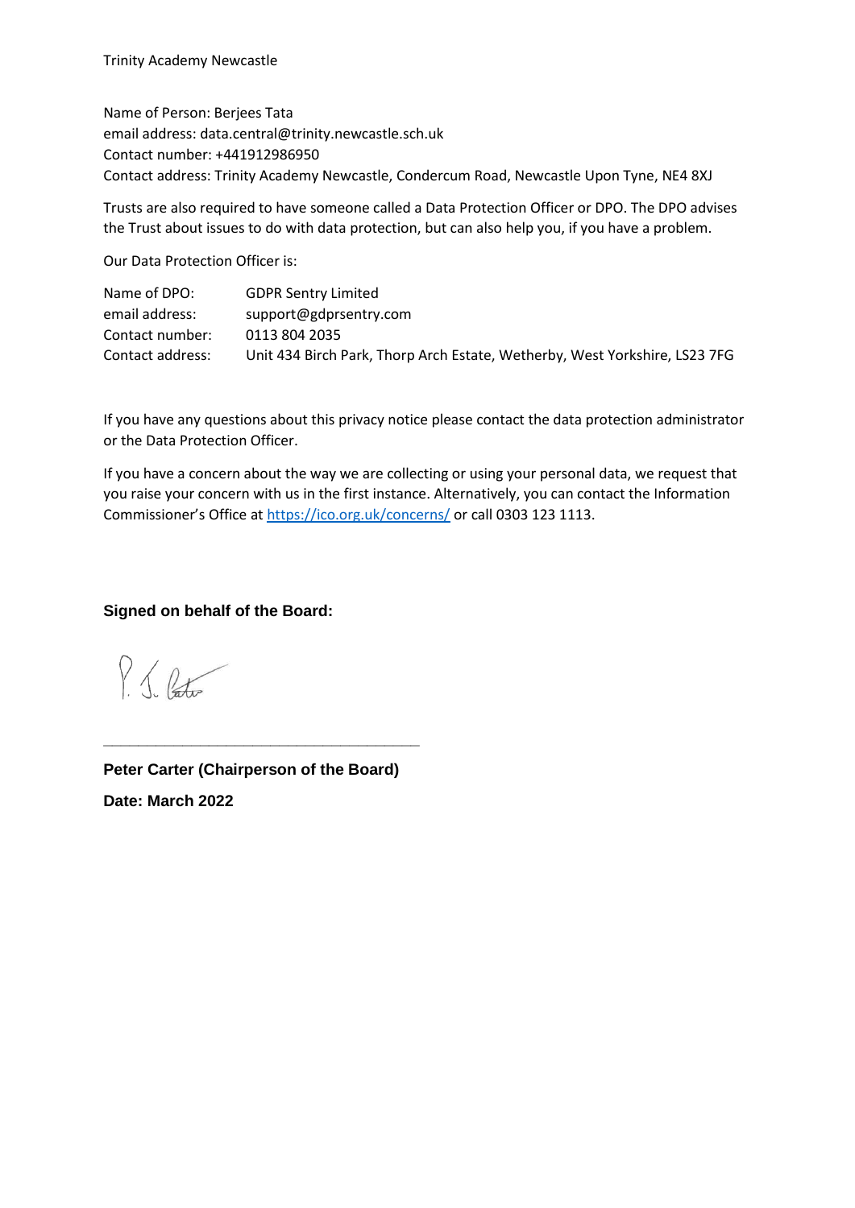Trinity Academy Newcastle

Name of Person: Berjees Tata
email address: data.central@trinity.newcastle.sch.uk
Contact number: +441912986950
Contact address: Trinity Academy Newcastle, Condercum Road, Newcastle Upon Tyne, NE4 8XJ

Trusts are also required to have someone called a Data Protection Officer or DPO. The DPO advises the Trust about issues to do with data protection, but can also help you, if you have a problem.

Our Data Protection Officer is:

| | |
|---|---|
| Name of DPO: | GDPR Sentry Limited |
| email address: | support@gdprsentry.com |
| Contact number: | 0113 804 2035 |
| Contact address: | Unit 434 Birch Park, Thorp Arch Estate, Wetherby, West Yorkshire, LS23 7FG |

If you have any questions about this privacy notice please contact the data protection administrator or the Data Protection Officer.

If you have a concern about the way we are collecting or using your personal data, we request that you raise your concern with us in the first instance. Alternatively, you can contact the Information Commissioner's Office at https://ico.org.uk/concerns/ or call 0303 123 1113.

**Signed on behalf of the Board:**

\_\_\_\_\_\_\_\_\_\_\_\_\_\_\_\_\_\_\_\_\_\_\_\_\_\_\_\_\_\_\_\_\_\_\_\_\_\_\_\_

**Peter Carter (Chairperson of the Board)**

**Date: March 2022**